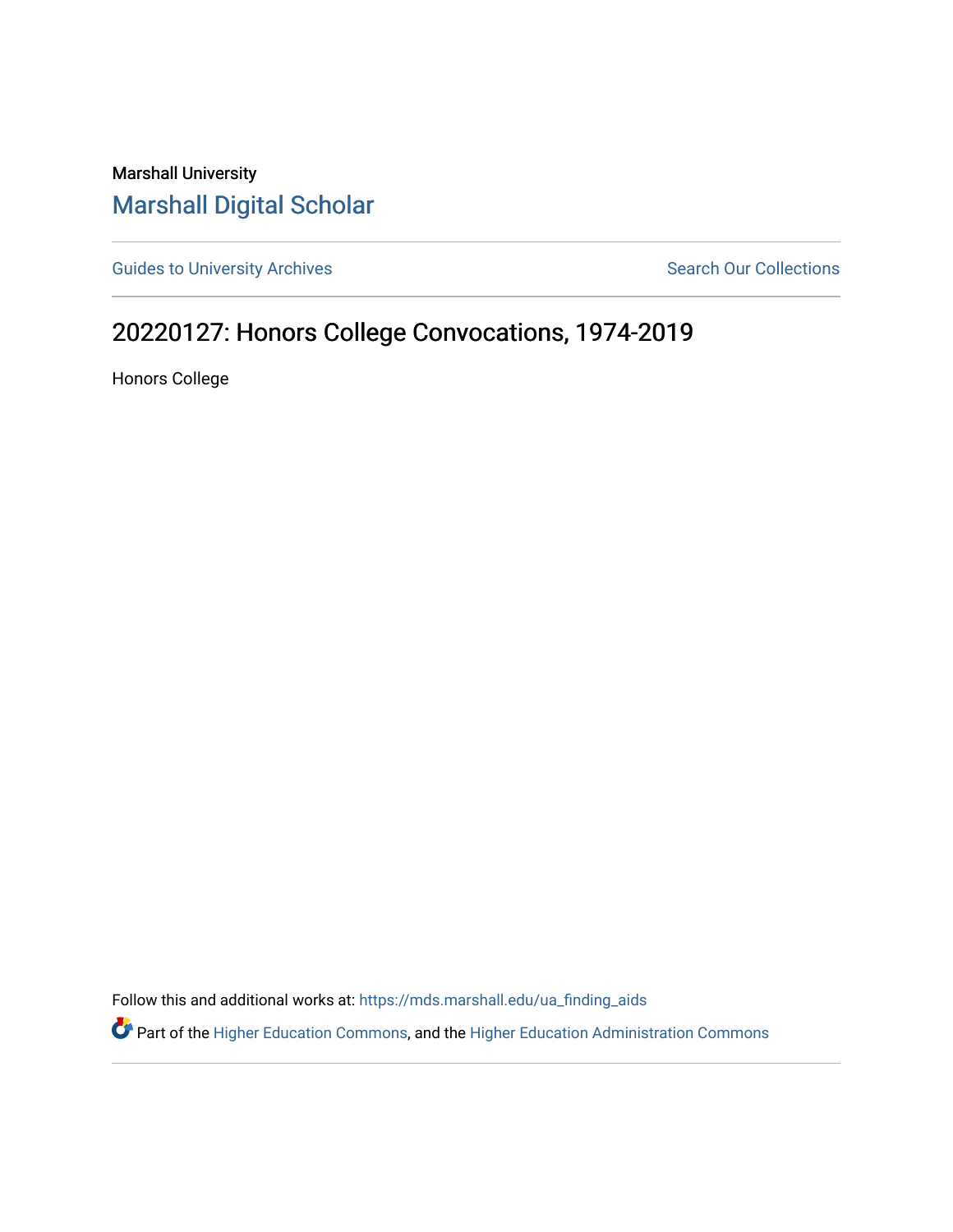Marshall University

## Marshall Digital Scholar

Guides to University Archives

Search Our Collections

# 20220127: Honors College Convocations, 1974-2019

Honors College

Follow this and additional works at: https://mds.marshall.edu/ua_finding_aids

Part of the Higher Education Commons, and the Higher Education Administration Commons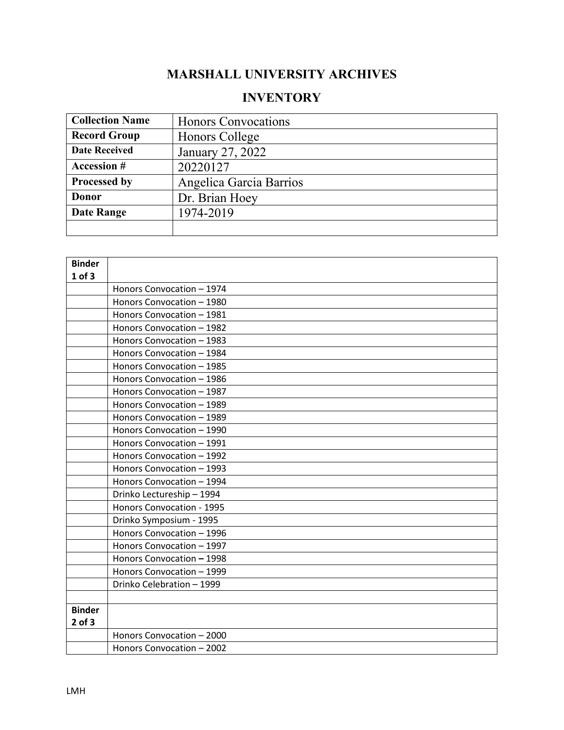# MARSHALL UNIVERSITY ARCHIVES

## INVENTORY

| Collection Name | Honors Convocations |
|---|---|
| Record Group | Honors College |
| Date Received | January 27, 2022 |
| Accession # | 20220127 |
| Processed by | Angelica Garcia Barrios |
| Donor | Dr. Brian Hoey |
| Date Range | 1974-2019 |
| | |

| Binder 1 of 3 | |
|---|---|
| | Honors Convocation – 1974 |
| | Honors Convocation – 1980 |
| | Honors Convocation – 1981 |
| | Honors Convocation – 1982 |
| | Honors Convocation – 1983 |
| | Honors Convocation – 1984 |
| | Honors Convocation – 1985 |
| | Honors Convocation – 1986 |
| | Honors Convocation – 1987 |
| | Honors Convocation – 1989 |
| | Honors Convocation – 1989 |
| | Honors Convocation – 1990 |
| | Honors Convocation – 1991 |
| | Honors Convocation – 1992 |
| | Honors Convocation – 1993 |
| | Honors Convocation – 1994 |
| | Drinko Lectureship – 1994 |
| | Honors Convocation - 1995 |
| | Drinko Symposium - 1995 |
| | Honors Convocation – 1996 |
| | Honors Convocation – 1997 |
| | Honors Convocation – 1998 |
| | Honors Convocation – 1999 |
| | Drinko Celebration – 1999 |
| | |
| **Binder 2 of 3** | |
| | Honors Convocation – 2000 |
| | Honors Convocation – 2002 |

LMH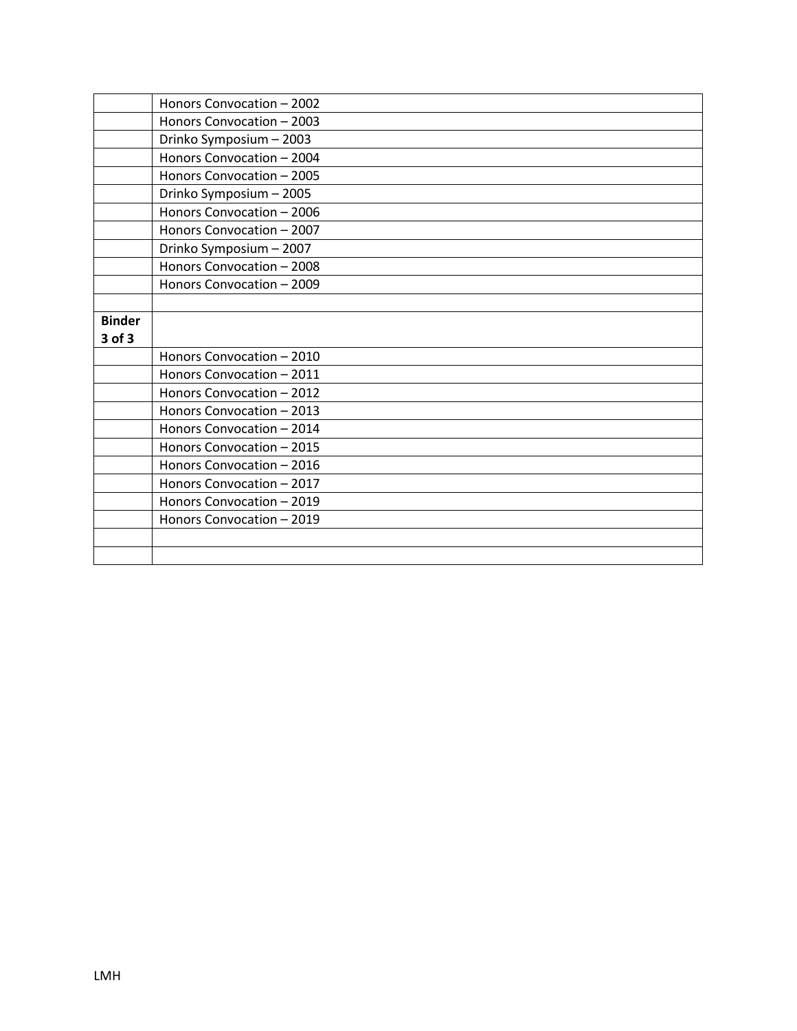| | |
|---|---|
| | Honors Convocation – 2002 |
| | Honors Convocation – 2003 |
| | Drinko Symposium – 2003 |
| | Honors Convocation – 2004 |
| | Honors Convocation – 2005 |
| | Drinko Symposium – 2005 |
| | Honors Convocation – 2006 |
| | Honors Convocation – 2007 |
| | Drinko Symposium – 2007 |
| | Honors Convocation – 2008 |
| | Honors Convocation – 2009 |
| | |
| **Binder 3 of 3** | |
| | Honors Convocation – 2010 |
| | Honors Convocation – 2011 |
| | Honors Convocation – 2012 |
| | Honors Convocation – 2013 |
| | Honors Convocation – 2014 |
| | Honors Convocation – 2015 |
| | Honors Convocation – 2016 |
| | Honors Convocation – 2017 |
| | Honors Convocation – 2019 |
| | Honors Convocation – 2019 |
| | |
| | |

LMH